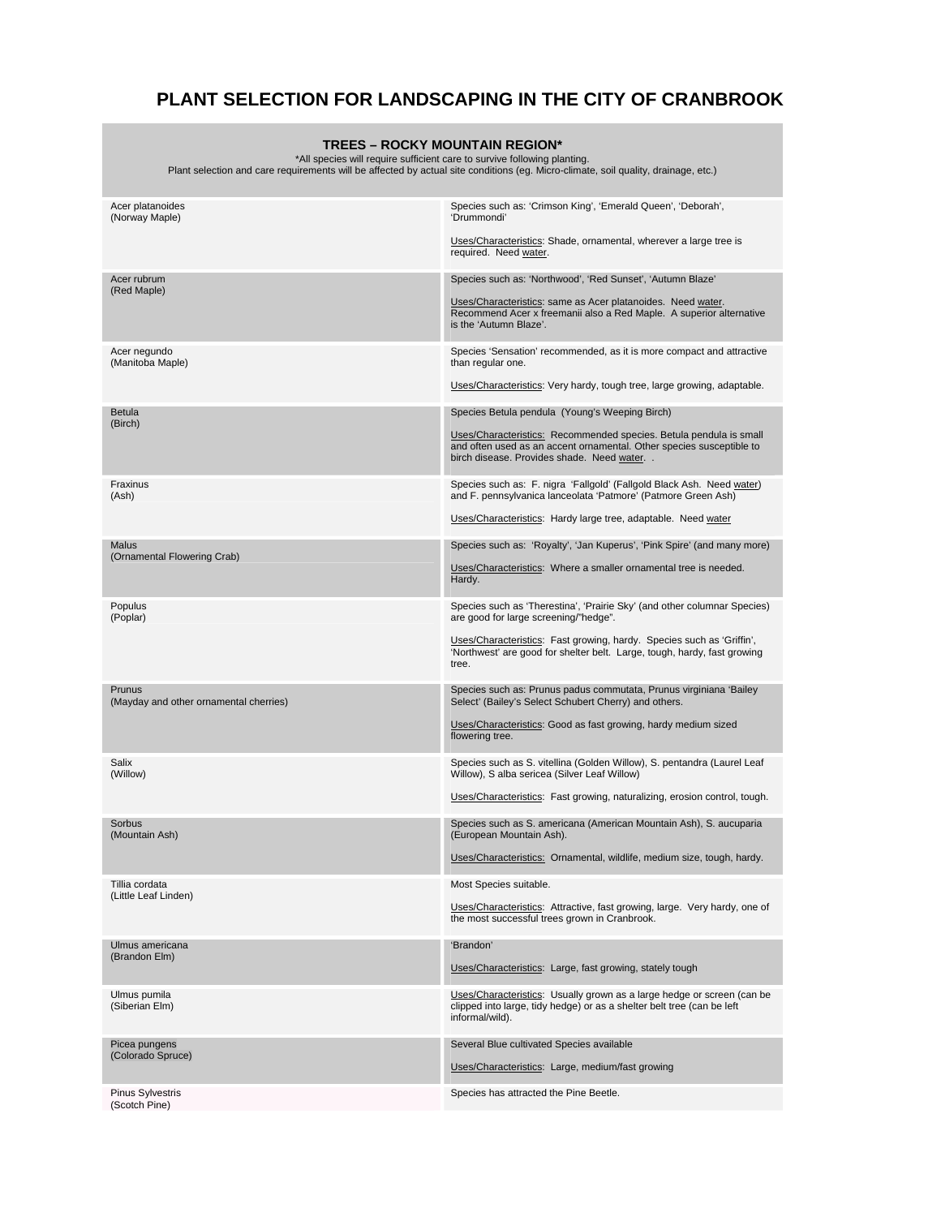# PLANT SELECTION FOR LANDSCAPING IN THE CITY OF CRANBROOK

## TREES – ROCKY MOUNTAIN REGION*

*All species will require sufficient care to survive following planting.
Plant selection and care requirements will be affected by actual site conditions (eg. Micro-climate, soil quality, drainage, etc.)

| | |
|---|---|
| Acer platanoides<br>(Norway Maple) | Species such as: 'Crimson King', 'Emerald Queen', 'Deborah', 'Drummondi'<br><br>Uses/Characteristics: Shade, ornamental, wherever a large tree is required. Need water. |
| Acer rubrum<br>(Red Maple) | Species such as: 'Northwood', 'Red Sunset', 'Autumn Blaze'<br><br>Uses/Characteristics: same as Acer platanoides. Need water. Recommend Acer x freemanii also a Red Maple. A superior alternative is the 'Autumn Blaze'. |
| Acer negundo<br>(Manitoba Maple) | Species 'Sensation' recommended, as it is more compact and attractive than regular one.<br><br>Uses/Characteristics: Very hardy, tough tree, large growing, adaptable. |
| Betula<br>(Birch) | Species Betula pendula (Young's Weeping Birch)<br><br>Uses/Characteristics: Recommended species. Betula pendula is small and often used as an accent ornamental. Other species susceptible to birch disease. Provides shade. Need water. . |
| Fraxinus<br>(Ash) | Species such as: F. nigra 'Fallgold' (Fallgold Black Ash. Need water) and F. pennsylvanica lanceolata 'Patmore' (Patmore Green Ash)<br><br>Uses/Characteristics: Hardy large tree, adaptable. Need water |
| Malus<br>(Ornamental Flowering Crab) | Species such as: 'Royalty', 'Jan Kuperus', 'Pink Spire' (and many more)<br><br>Uses/Characteristics: Where a smaller ornamental tree is needed. Hardy. |
| Populus<br>(Poplar) | Species such as 'Therestina', 'Prairie Sky' (and other columnar Species) are good for large screening/"hedge".<br><br>Uses/Characteristics: Fast growing, hardy. Species such as 'Griffin', 'Northwest' are good for shelter belt. Large, tough, hardy, fast growing tree. |
| Prunus<br>(Mayday and other ornamental cherries) | Species such as: Prunus padus commutata, Prunus virginiana 'Bailey Select' (Bailey's Select Schubert Cherry) and others.<br><br>Uses/Characteristics: Good as fast growing, hardy medium sized flowering tree. |
| Salix<br>(Willow) | Species such as S. vitellina (Golden Willow), S. pentandra (Laurel Leaf Willow), S alba sericea (Silver Leaf Willow)<br><br>Uses/Characteristics: Fast growing, naturalizing, erosion control, tough. |
| Sorbus<br>(Mountain Ash) | Species such as S. americana (American Mountain Ash), S. aucuparia (European Mountain Ash).<br><br>Uses/Characteristics: Ornamental, wildlife, medium size, tough, hardy. |
| Tillia cordata<br>(Little Leaf Linden) | Most Species suitable.<br><br>Uses/Characteristics: Attractive, fast growing, large. Very hardy, one of the most successful trees grown in Cranbrook. |
| Ulmus americana<br>(Brandon Elm) | 'Brandon'<br><br>Uses/Characteristics: Large, fast growing, stately tough |
| Ulmus pumila<br>(Siberian Elm) | Uses/Characteristics: Usually grown as a large hedge or screen (can be clipped into large, tidy hedge) or as a shelter belt tree (can be left informal/wild). |
| Picea pungens<br>(Colorado Spruce) | Several Blue cultivated Species available<br><br>Uses/Characteristics: Large, medium/fast growing |
| Pinus Sylvestris<br>(Scotch Pine) | Species has attracted the Pine Beetle. |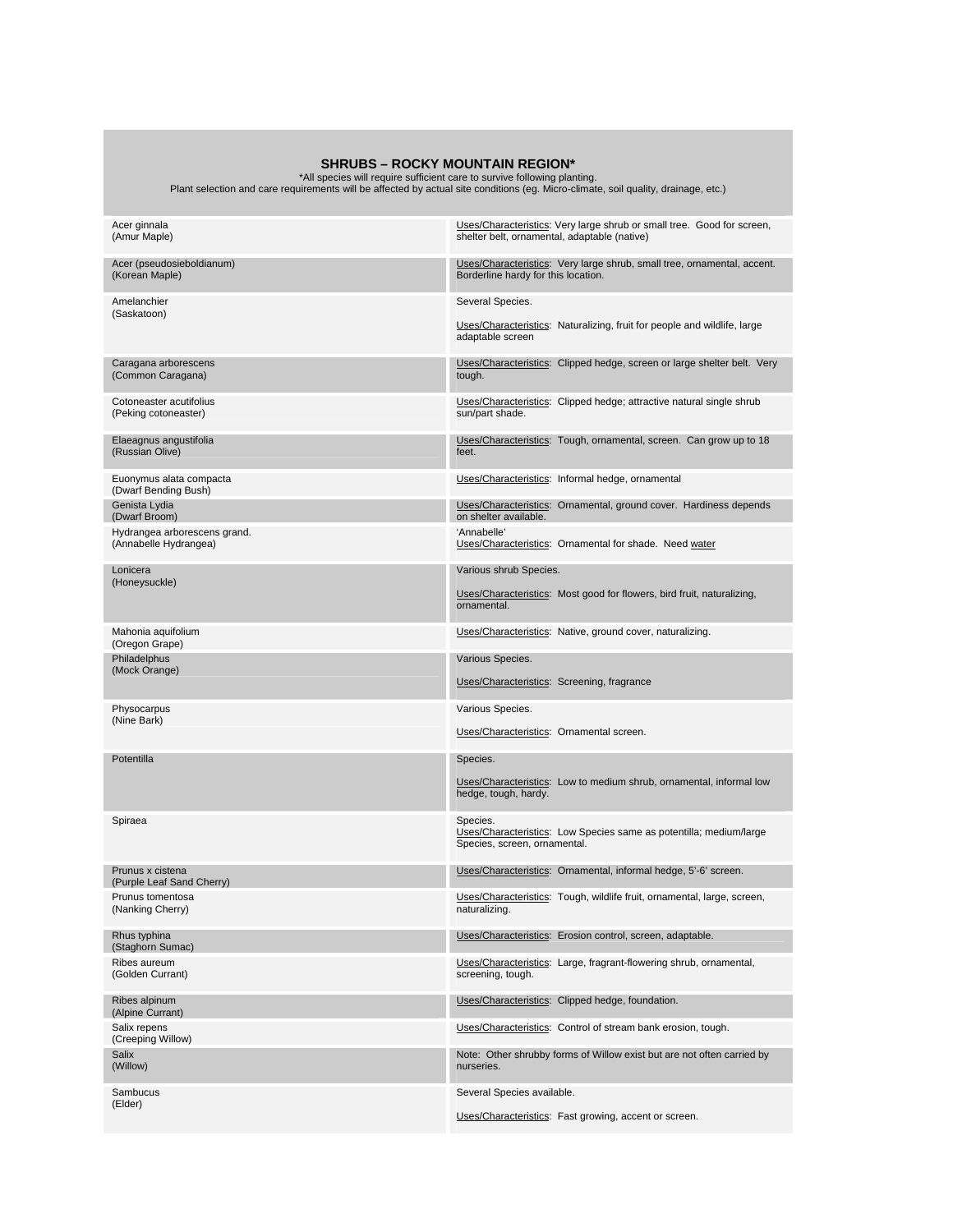## SHRUBS – ROCKY MOUNTAIN REGION*

*All species will require sufficient care to survive following planting.
Plant selection and care requirements will be affected by actual site conditions (eg. Micro-climate, soil quality, drainage, etc.)

| Species | Uses/Characteristics |
|---|---|
| Acer ginnala<br>(Amur Maple) | Uses/Characteristics: Very large shrub or small tree. Good for screen, shelter belt, ornamental, adaptable (native) |
| Acer (pseudosieboldianum)<br>(Korean Maple) | Uses/Characteristics: Very large shrub, small tree, ornamental, accent. Borderline hardy for this location. |
| Amelanchier<br>(Saskatoon) | Several Species.<br><br>Uses/Characteristics: Naturalizing, fruit for people and wildlife, large adaptable screen |
| Caragana arborescens<br>(Common Caragana) | Uses/Characteristics: Clipped hedge, screen or large shelter belt. Very tough. |
| Cotoneaster acutifolius<br>(Peking cotoneaster) | Uses/Characteristics: Clipped hedge; attractive natural single shrub sun/part shade. |
| Elaeagnus angustifolia<br>(Russian Olive) | Uses/Characteristics: Tough, ornamental, screen. Can grow up to 18 feet. |
| Euonymus alata compacta<br>(Dwarf Bending Bush) | Uses/Characteristics: Informal hedge, ornamental |
| Genista Lydia<br>(Dwarf Broom) | Uses/Characteristics: Ornamental, ground cover. Hardiness depends on shelter available. |
| Hydrangea arborescens grand.<br>(Annabelle Hydrangea) | 'Annabelle'<br>Uses/Characteristics: Ornamental for shade. Need water |
| Lonicera<br>(Honeysuckle) | Various shrub Species.<br><br>Uses/Characteristics: Most good for flowers, bird fruit, naturalizing, ornamental. |
| Mahonia aquifolium<br>(Oregon Grape) | Uses/Characteristics: Native, ground cover, naturalizing. |
| Philadelphus<br>(Mock Orange) | Various Species.<br><br>Uses/Characteristics: Screening, fragrance |
| Physocarpus<br>(Nine Bark) | Various Species.<br><br>Uses/Characteristics: Ornamental screen. |
| Potentilla | Species.<br><br>Uses/Characteristics: Low to medium shrub, ornamental, informal low hedge, tough, hardy. |
| Spiraea | Species.<br>Uses/Characteristics: Low Species same as potentilla; medium/large Species, screen, ornamental. |
| Prunus x cistena<br>(Purple Leaf Sand Cherry) | Uses/Characteristics: Ornamental, informal hedge, 5'-6' screen. |
| Prunus tomentosa<br>(Nanking Cherry) | Uses/Characteristics: Tough, wildlife fruit, ornamental, large, screen, naturalizing. |
| Rhus typhina<br>(Staghorn Sumac) | Uses/Characteristics: Erosion control, screen, adaptable. |
| Ribes aureum<br>(Golden Currant) | Uses/Characteristics: Large, fragrant-flowering shrub, ornamental, screening, tough. |
| Ribes alpinum<br>(Alpine Currant) | Uses/Characteristics: Clipped hedge, foundation. |
| Salix repens<br>(Creeping Willow) | Uses/Characteristics: Control of stream bank erosion, tough. |
| Salix<br>(Willow) | Note: Other shrubby forms of Willow exist but are not often carried by nurseries. |
| Sambucus<br>(Elder) | Several Species available.<br><br>Uses/Characteristics: Fast growing, accent or screen. |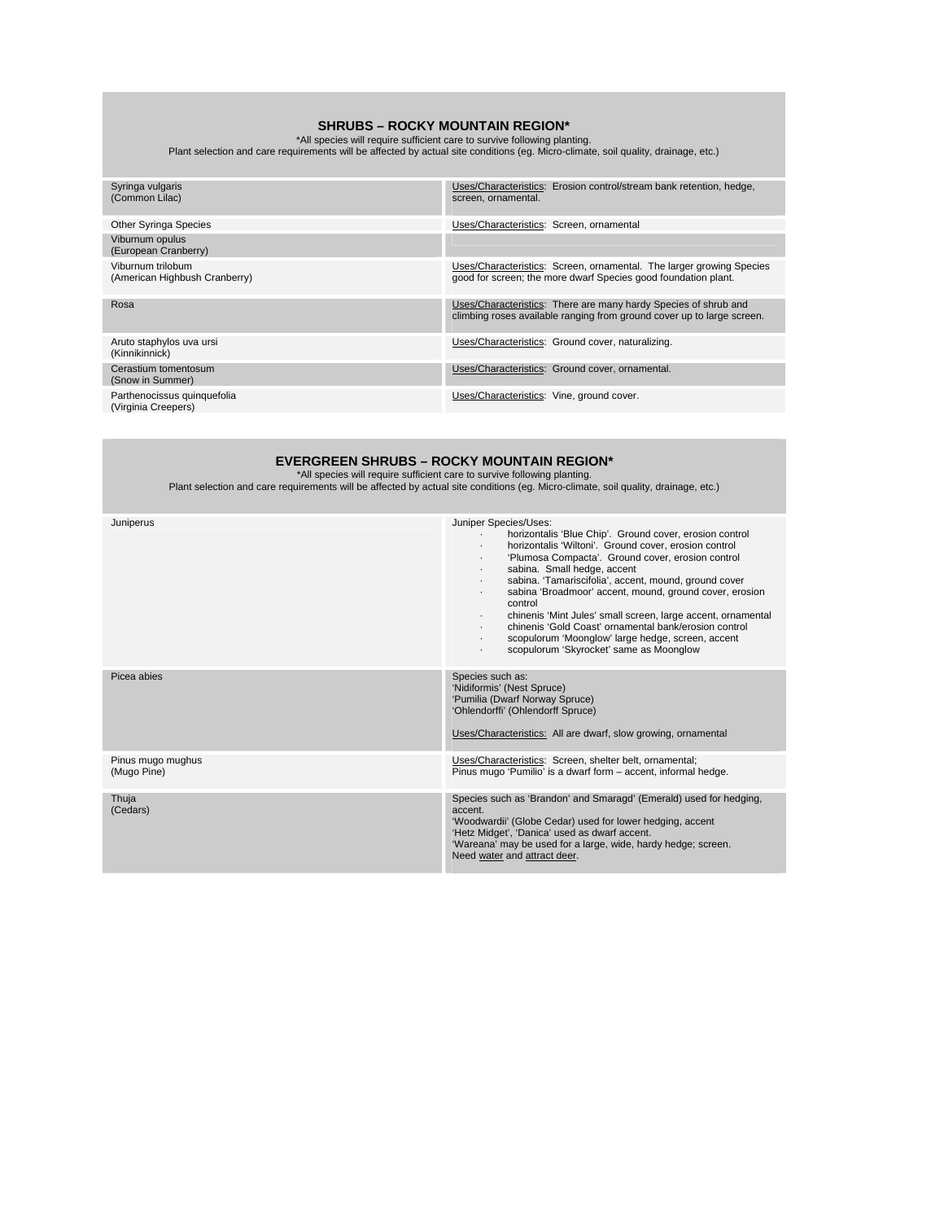## SHRUBS – ROCKY MOUNTAIN REGION*

*All species will require sufficient care to survive following planting.
Plant selection and care requirements will be affected by actual site conditions (eg. Micro-climate, soil quality, drainage, etc.)

| | |
|---|---|
| Syringa vulgaris<br>(Common Lilac) | Uses/Characteristics: Erosion control/stream bank retention, hedge, screen, ornamental. |
| Other Syringa Species | Uses/Characteristics: Screen, ornamental |
| Viburnum opulus<br>(European Cranberry) | |
| Viburnum trilobum<br>(American Highbush Cranberry) | Uses/Characteristics: Screen, ornamental. The larger growing Species good for screen; the more dwarf Species good foundation plant. |
| Rosa | Uses/Characteristics: There are many hardy Species of shrub and climbing roses available ranging from ground cover up to large screen. |
| Aruto staphylos uva ursi<br>(Kinnikinnick) | Uses/Characteristics: Ground cover, naturalizing. |
| Cerastium tomentosum<br>(Snow in Summer) | Uses/Characteristics: Ground cover, ornamental. |
| Parthenocissus quinquefolia<br>(Virginia Creepers) | Uses/Characteristics: Vine, ground cover. |

## EVERGREEN SHRUBS – ROCKY MOUNTAIN REGION*

*All species will require sufficient care to survive following planting.
Plant selection and care requirements will be affected by actual site conditions (eg. Micro-climate, soil quality, drainage, etc.)

| | |
|---|---|
| Juniperus | Juniper Species/Uses:<br>· horizontalis 'Blue Chip'. Ground cover, erosion control<br>· horizontalis 'Wiltoni'. Ground cover, erosion control<br>· 'Plumosa Compacta'. Ground cover, erosion control<br>· sabina. Small hedge, accent<br>· sabina. 'Tamariscifolia', accent, mound, ground cover<br>· sabina 'Broadmoor' accent, mound, ground cover, erosion control<br>· chinenis 'Mint Jules' small screen, large accent, ornamental<br>· chinenis 'Gold Coast' ornamental bank/erosion control<br>· scopulorum 'Moonglow' large hedge, screen, accent<br>· scopulorum 'Skyrocket' same as Moonglow |
| Picea abies | Species such as:<br>'Nidiformis' (Nest Spruce)<br>'Pumilia (Dwarf Norway Spruce)<br>'Ohlendorffi' (Ohlendorff Spruce)<br><br>Uses/Characteristics: All are dwarf, slow growing, ornamental |
| Pinus mugo mughus<br>(Mugo Pine) | Uses/Characteristics: Screen, shelter belt, ornamental;<br>Pinus mugo 'Pumilio' is a dwarf form – accent, informal hedge. |
| Thuja<br>(Cedars) | Species such as 'Brandon' and Smaragd' (Emerald) used for hedging, accent.<br>'Woodwardii' (Globe Cedar) used for lower hedging, accent<br>'Hetz Midget', 'Danica' used as dwarf accent.<br>'Wareana' may be used for a large, wide, hardy hedge; screen.<br>Need water and attract deer. |